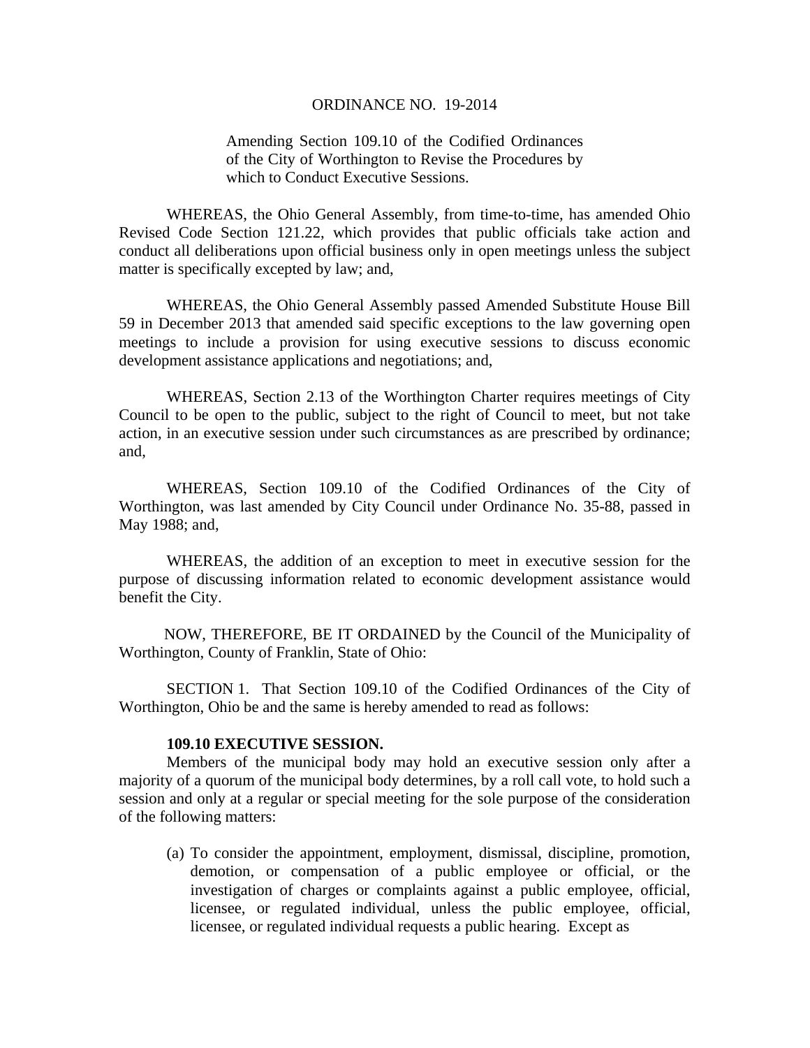# ORDINANCE NO. 19-2014

Amending Section 109.10 of the Codified Ordinances of the City of Worthington to Revise the Procedures by which to Conduct Executive Sessions.

WHEREAS, the Ohio General Assembly, from time-to-time, has amended Ohio Revised Code Section 121.22, which provides that public officials take action and conduct all deliberations upon official business only in open meetings unless the subject matter is specifically excepted by law; and,

WHEREAS, the Ohio General Assembly passed Amended Substitute House Bill 59 in December 2013 that amended said specific exceptions to the law governing open meetings to include a provision for using executive sessions to discuss economic development assistance applications and negotiations; and,

WHEREAS, Section 2.13 of the Worthington Charter requires meetings of City Council to be open to the public, subject to the right of Council to meet, but not take action, in an executive session under such circumstances as are prescribed by ordinance; and,

WHEREAS, Section 109.10 of the Codified Ordinances of the City of Worthington, was last amended by City Council under Ordinance No. 35-88, passed in May 1988; and,

WHEREAS, the addition of an exception to meet in executive session for the purpose of discussing information related to economic development assistance would benefit the City.

NOW, THEREFORE, BE IT ORDAINED by the Council of the Municipality of Worthington, County of Franklin, State of Ohio:

SECTION 1. That Section 109.10 of the Codified Ordinances of the City of Worthington, Ohio be and the same is hereby amended to read as follows:

**109.10 EXECUTIVE SESSION.**

Members of the municipal body may hold an executive session only after a majority of a quorum of the municipal body determines, by a roll call vote, to hold such a session and only at a regular or special meeting for the sole purpose of the consideration of the following matters:

(a) To consider the appointment, employment, dismissal, discipline, promotion, demotion, or compensation of a public employee or official, or the investigation of charges or complaints against a public employee, official, licensee, or regulated individual, unless the public employee, official, licensee, or regulated individual requests a public hearing. Except as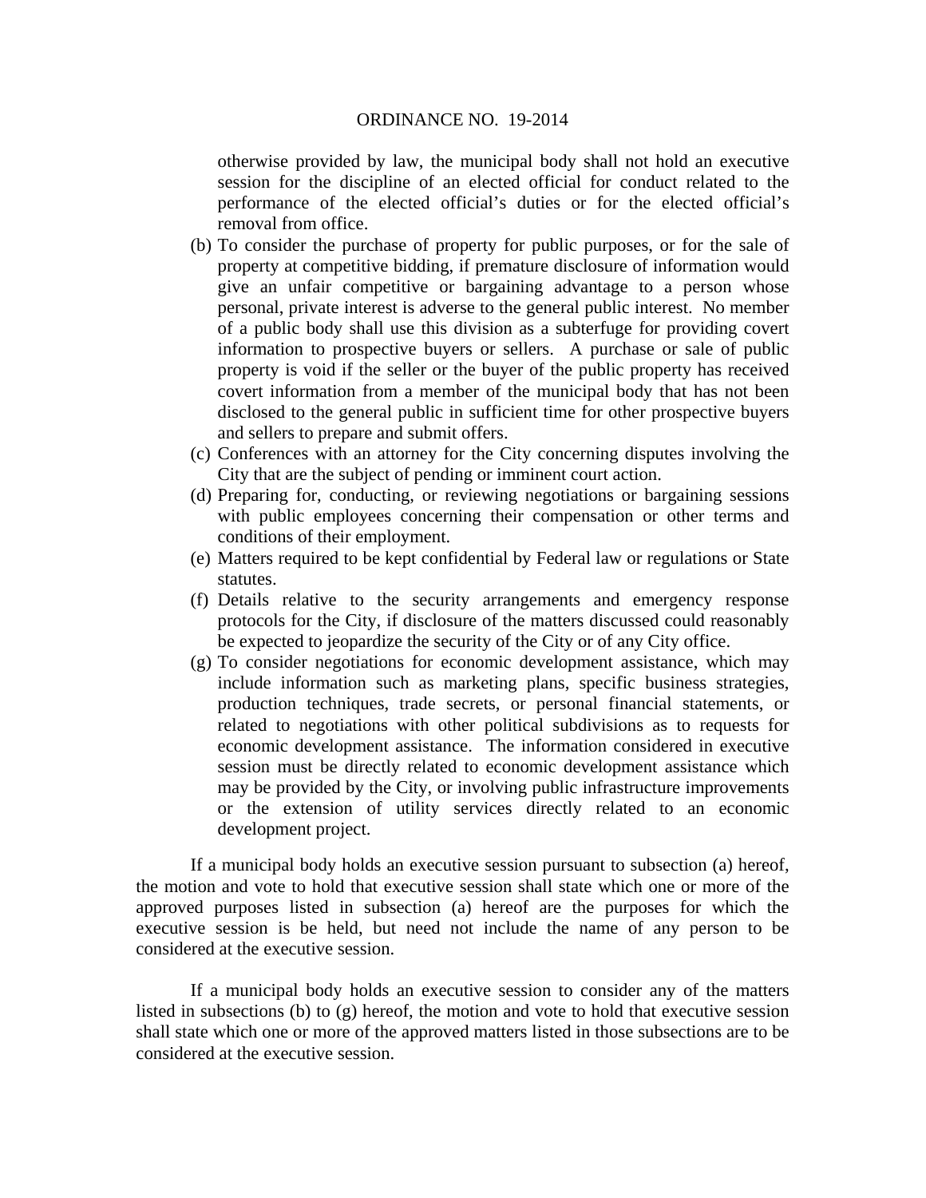otherwise provided by law, the municipal body shall not hold an executive session for the discipline of an elected official for conduct related to the performance of the elected official's duties or for the elected official's removal from office.

(b) To consider the purchase of property for public purposes, or for the sale of property at competitive bidding, if premature disclosure of information would give an unfair competitive or bargaining advantage to a person whose personal, private interest is adverse to the general public interest. No member of a public body shall use this division as a subterfuge for providing covert information to prospective buyers or sellers. A purchase or sale of public property is void if the seller or the buyer of the public property has received covert information from a member of the municipal body that has not been disclosed to the general public in sufficient time for other prospective buyers and sellers to prepare and submit offers.

(c) Conferences with an attorney for the City concerning disputes involving the City that are the subject of pending or imminent court action.

(d) Preparing for, conducting, or reviewing negotiations or bargaining sessions with public employees concerning their compensation or other terms and conditions of their employment.

(e) Matters required to be kept confidential by Federal law or regulations or State statutes.

(f) Details relative to the security arrangements and emergency response protocols for the City, if disclosure of the matters discussed could reasonably be expected to jeopardize the security of the City or of any City office.

(g) To consider negotiations for economic development assistance, which may include information such as marketing plans, specific business strategies, production techniques, trade secrets, or personal financial statements, or related to negotiations with other political subdivisions as to requests for economic development assistance. The information considered in executive session must be directly related to economic development assistance which may be provided by the City, or involving public infrastructure improvements or the extension of utility services directly related to an economic development project.

If a municipal body holds an executive session pursuant to subsection (a) hereof, the motion and vote to hold that executive session shall state which one or more of the approved purposes listed in subsection (a) hereof are the purposes for which the executive session is be held, but need not include the name of any person to be considered at the executive session.

If a municipal body holds an executive session to consider any of the matters listed in subsections (b) to (g) hereof, the motion and vote to hold that executive session shall state which one or more of the approved matters listed in those subsections are to be considered at the executive session.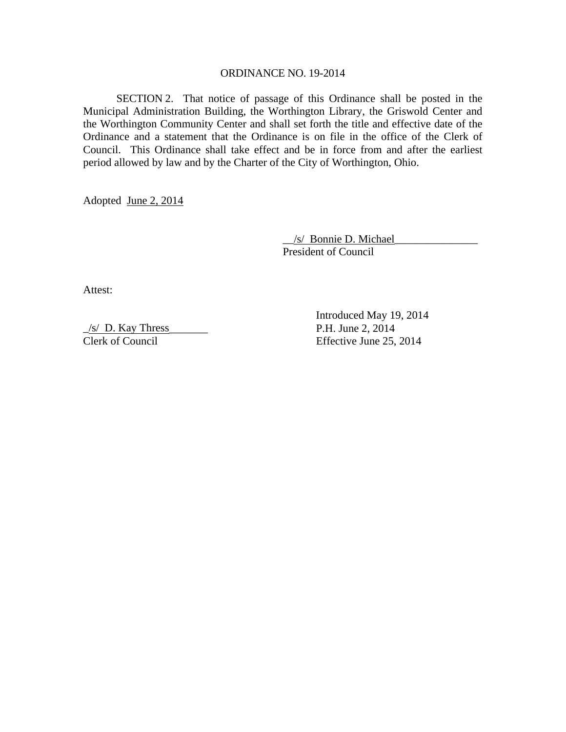ORDINANCE NO. 19-2014

SECTION 2. That notice of passage of this Ordinance shall be posted in the Municipal Administration Building, the Worthington Library, the Griswold Center and the Worthington Community Center and shall set forth the title and effective date of the Ordinance and a statement that the Ordinance is on file in the office of the Clerk of Council. This Ordinance shall take effect and be in force from and after the earliest period allowed by law and by the Charter of the City of Worthington, Ohio.

Adopted June 2, 2014

/s/ Bonnie D. Michael
President of Council

Attest:

/s/ D. Kay Thress
Clerk of Council

Introduced May 19, 2014
P.H. June 2, 2014
Effective June 25, 2014